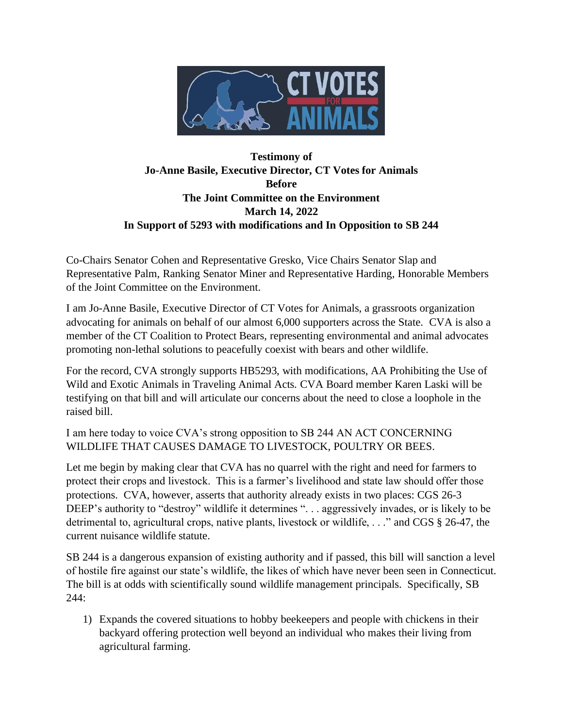**Testimony of**
**Jo-Anne Basile, Executive Director, CT Votes for Animals**
**Before**
**The Joint Committee on the Environment**
**March 14, 2022**
**In Support of 5293 with modifications and In Opposition to SB 244**

Co-Chairs Senator Cohen and Representative Gresko, Vice Chairs Senator Slap and Representative Palm, Ranking Senator Miner and Representative Harding, Honorable Members of the Joint Committee on the Environment.

I am Jo-Anne Basile, Executive Director of CT Votes for Animals, a grassroots organization advocating for animals on behalf of our almost 6,000 supporters across the State. CVA is also a member of the CT Coalition to Protect Bears, representing environmental and animal advocates promoting non-lethal solutions to peacefully coexist with bears and other wildlife.

For the record, CVA strongly supports HB5293, with modifications, AA Prohibiting the Use of Wild and Exotic Animals in Traveling Animal Acts. CVA Board member Karen Laski will be testifying on that bill and will articulate our concerns about the need to close a loophole in the raised bill.

I am here today to voice CVA's strong opposition to SB 244 AN ACT CONCERNING WILDLIFE THAT CAUSES DAMAGE TO LIVESTOCK, POULTRY OR BEES.

Let me begin by making clear that CVA has no quarrel with the right and need for farmers to protect their crops and livestock. This is a farmer's livelihood and state law should offer those protections. CVA, however, asserts that authority already exists in two places: CGS 26-3 DEEP's authority to "destroy" wildlife it determines ". . . aggressively invades, or is likely to be detrimental to, agricultural crops, native plants, livestock or wildlife, . . ." and CGS § 26-47, the current nuisance wildlife statute.

SB 244 is a dangerous expansion of existing authority and if passed, this bill will sanction a level of hostile fire against our state's wildlife, the likes of which have never been seen in Connecticut. The bill is at odds with scientifically sound wildlife management principals. Specifically, SB 244:

1) Expands the covered situations to hobby beekeepers and people with chickens in their backyard offering protection well beyond an individual who makes their living from agricultural farming.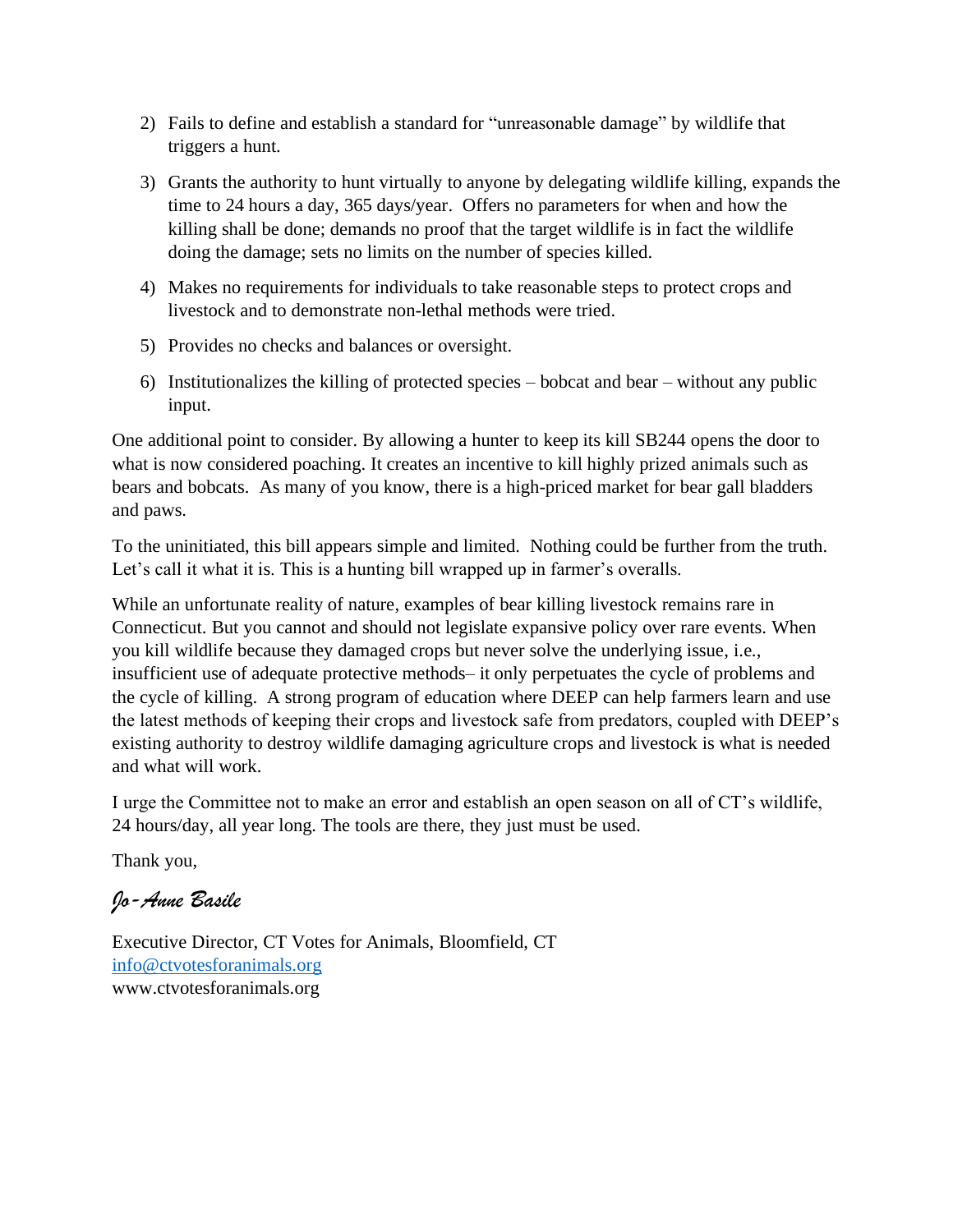2) Fails to define and establish a standard for "unreasonable damage" by wildlife that triggers a hunt.

3) Grants the authority to hunt virtually to anyone by delegating wildlife killing, expands the time to 24 hours a day, 365 days/year. Offers no parameters for when and how the killing shall be done; demands no proof that the target wildlife is in fact the wildlife doing the damage; sets no limits on the number of species killed.

4) Makes no requirements for individuals to take reasonable steps to protect crops and livestock and to demonstrate non-lethal methods were tried.

5) Provides no checks and balances or oversight.

6) Institutionalizes the killing of protected species – bobcat and bear – without any public input.

One additional point to consider. By allowing a hunter to keep its kill SB244 opens the door to what is now considered poaching. It creates an incentive to kill highly prized animals such as bears and bobcats. As many of you know, there is a high-priced market for bear gall bladders and paws.

To the uninitiated, this bill appears simple and limited. Nothing could be further from the truth. Let's call it what it is. This is a hunting bill wrapped up in farmer's overalls.

While an unfortunate reality of nature, examples of bear killing livestock remains rare in Connecticut. But you cannot and should not legislate expansive policy over rare events. When you kill wildlife because they damaged crops but never solve the underlying issue, i.e., insufficient use of adequate protective methods– it only perpetuates the cycle of problems and the cycle of killing. A strong program of education where DEEP can help farmers learn and use the latest methods of keeping their crops and livestock safe from predators, coupled with DEEP's existing authority to destroy wildlife damaging agriculture crops and livestock is what is needed and what will work.

I urge the Committee not to make an error and establish an open season on all of CT's wildlife, 24 hours/day, all year long. The tools are there, they just must be used.

Thank you,

*Jo-Anne Basile*

Executive Director, CT Votes for Animals, Bloomfield, CT
info@ctvotesforanimals.org
www.ctvotesforanimals.org